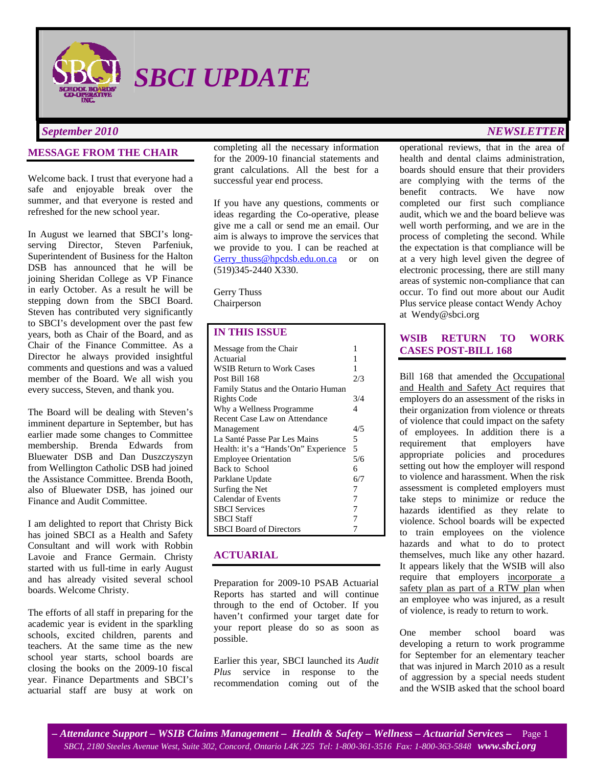# SBCI UPDATE

*September 2010* *NEWSLETTER*

## MESSAGE FROM THE CHAIR

Welcome back. I trust that everyone had a safe and enjoyable break over the summer, and that everyone is rested and refreshed for the new school year.

In August we learned that SBCI's long-serving Director, Steven Parfeniuk, Superintendent of Business for the Halton DSB has announced that he will be joining Sheridan College as VP Finance in early October. As a result he will be stepping down from the SBCI Board. Steven has contributed very significantly to SBCI's development over the past few years, both as Chair of the Board, and as Chair of the Finance Committee. As a Director he always provided insightful comments and questions and was a valued member of the Board. We all wish you every success, Steven, and thank you.

The Board will be dealing with Steven's imminent departure in September, but has earlier made some changes to Committee membership. Brenda Edwards from Bluewater DSB and Dan Duszczyszyn from Wellington Catholic DSB had joined the Assistance Committee. Brenda Booth, also of Bluewater DSB, has joined our Finance and Audit Committee.

I am delighted to report that Christy Bick has joined SBCI as a Health and Safety Consultant and will work with Robbin Lavoie and France Germain. Christy started with us full-time in early August and has already visited several school boards. Welcome Christy.

The efforts of all staff in preparing for the academic year is evident in the sparkling schools, excited children, parents and teachers. At the same time as the new school year starts, school boards are closing the books on the 2009-10 fiscal year. Finance Departments and SBCI's actuarial staff are busy at work on completing all the necessary information for the 2009-10 financial statements and grant calculations. All the best for a successful year end process.

If you have any questions, comments or ideas regarding the Co-operative, please give me a call or send me an email. Our aim is always to improve the services that we provide to you. I can be reached at Gerry_thuss@hpcdsb.edu.on.ca or on (519)345-2440 X330.

Gerry Thuss
Chairperson

## IN THIS ISSUE

| | |
|---|---|
| Message from the Chair | 1 |
| Actuarial | 1 |
| WSIB Return to Work Cases Post Bill 168 | 1 2/3 |
| Family Status and the Ontario Human Rights Code | 3/4 |
| Why a Wellness Programme | 4 |
| Recent Case Law on Attendance Management | 4/5 |
| La Santé Passe Par Les Mains | 5 |
| Health: it's a "Hands'On" Experience | 5 |
| Employee Orientation | 5/6 |
| Back to School | 6 |
| Parklane Update | 6/7 |
| Surfing the Net | 7 |
| Calendar of Events | 7 |
| SBCI Services | 7 |
| SBCI Staff | 7 |
| SBCI Board of Directors | 7 |

## ACTUARIAL

Preparation for 2009-10 PSAB Actuarial Reports has started and will continue through to the end of October. If you haven't confirmed your target date for your report please do so as soon as possible.

Earlier this year, SBCI launched its *Audit Plus* service in response to the recommendation coming out of the operational reviews, that in the area of health and dental claims administration, boards should ensure that their providers are complying with the terms of the benefit contracts. We have now completed our first such compliance audit, which we and the board believe was well worth performing, and we are in the process of completing the second. While the expectation is that compliance will be at a very high level given the degree of electronic processing, there are still many areas of systemic non-compliance that can occur. To find out more about our Audit Plus service please contact Wendy Achoy at Wendy@sbci.org

## WSIB RETURN TO WORK CASES POST-BILL 168

Bill 168 that amended the Occupational and Health and Safety Act requires that employers do an assessment of the risks in their organization from violence or threats of violence that could impact on the safety of employees. In addition there is a requirement that employers have appropriate policies and procedures setting out how the employer will respond to violence and harassment. When the risk assessment is completed employers must take steps to minimize or reduce the hazards identified as they relate to violence. School boards will be expected to train employees on the violence hazards and what to do to protect themselves, much like any other hazard. It appears likely that the WSIB will also require that employers incorporate a safety plan as part of a RTW plan when an employee who was injured, as a result of violence, is ready to return to work.

One member school board was developing a return to work programme for September for an elementary teacher that was injured in March 2010 as a result of aggression by a special needs student and the WSIB asked that the school board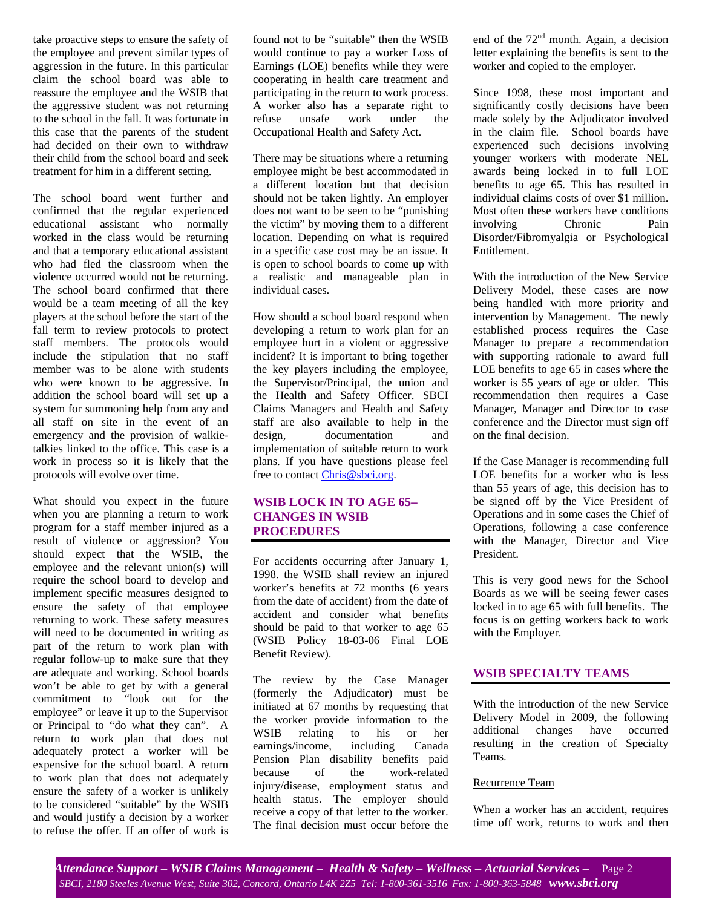take proactive steps to ensure the safety of the employee and prevent similar types of aggression in the future. In this particular claim the school board was able to reassure the employee and the WSIB that the aggressive student was not returning to the school in the fall. It was fortunate in this case that the parents of the student had decided on their own to withdraw their child from the school board and seek treatment for him in a different setting.

The school board went further and confirmed that the regular experienced educational assistant who normally worked in the class would be returning and that a temporary educational assistant who had fled the classroom when the violence occurred would not be returning. The school board confirmed that there would be a team meeting of all the key players at the school before the start of the fall term to review protocols to protect staff members. The protocols would include the stipulation that no staff member was to be alone with students who were known to be aggressive. In addition the school board will set up a system for summoning help from any and all staff on site in the event of an emergency and the provision of walkie-talkies linked to the office. This case is a work in process so it is likely that the protocols will evolve over time.

What should you expect in the future when you are planning a return to work program for a staff member injured as a result of violence or aggression? You should expect that the WSIB, the employee and the relevant union(s) will require the school board to develop and implement specific measures designed to ensure the safety of that employee returning to work. These safety measures will need to be documented in writing as part of the return to work plan with regular follow-up to make sure that they are adequate and working. School boards won't be able to get by with a general commitment to "look out for the employee" or leave it up to the Supervisor or Principal to "do what they can". A return to work plan that does not adequately protect a worker will be expensive for the school board. A return to work plan that does not adequately ensure the safety of a worker is unlikely to be considered "suitable" by the WSIB and would justify a decision by a worker to refuse the offer. If an offer of work is found not to be "suitable" then the WSIB would continue to pay a worker Loss of Earnings (LOE) benefits while they were cooperating in health care treatment and participating in the return to work process. A worker also has a separate right to refuse unsafe work under the Occupational Health and Safety Act.

There may be situations where a returning employee might be best accommodated in a different location but that decision should not be taken lightly. An employer does not want to be seen to be "punishing the victim" by moving them to a different location. Depending on what is required in a specific case cost may be an issue. It is open to school boards to come up with a realistic and manageable plan in individual cases.

How should a school board respond when developing a return to work plan for an employee hurt in a violent or aggressive incident? It is important to bring together the key players including the employee, the Supervisor/Principal, the union and the Health and Safety Officer. SBCI Claims Managers and Health and Safety staff are also available to help in the design, documentation and implementation of suitable return to work plans. If you have questions please feel free to contact Chris@sbci.org.

## WSIB LOCK IN TO AGE 65– CHANGES IN WSIB PROCEDURES

For accidents occurring after January 1, 1998. the WSIB shall review an injured worker's benefits at 72 months (6 years from the date of accident) from the date of accident and consider what benefits should be paid to that worker to age 65 (WSIB Policy 18-03-06 Final LOE Benefit Review).

The review by the Case Manager (formerly the Adjudicator) must be initiated at 67 months by requesting that the worker provide information to the WSIB relating to his or her earnings/income, including Canada Pension Plan disability benefits paid because of the work-related injury/disease, employment status and health status. The employer should receive a copy of that letter to the worker. The final decision must occur before the end of the 72nd month. Again, a decision letter explaining the benefits is sent to the worker and copied to the employer.

Since 1998, these most important and significantly costly decisions have been made solely by the Adjudicator involved in the claim file. School boards have experienced such decisions involving younger workers with moderate NEL awards being locked in to full LOE benefits to age 65. This has resulted in individual claims costs of over $1 million. Most often these workers have conditions involving Chronic Pain Disorder/Fibromyalgia or Psychological Entitlement.

With the introduction of the New Service Delivery Model, these cases are now being handled with more priority and intervention by Management. The newly established process requires the Case Manager to prepare a recommendation with supporting rationale to award full LOE benefits to age 65 in cases where the worker is 55 years of age or older. This recommendation then requires a Case Manager, Manager and Director to case conference and the Director must sign off on the final decision.

If the Case Manager is recommending full LOE benefits for a worker who is less than 55 years of age, this decision has to be signed off by the Vice President of Operations and in some cases the Chief of Operations, following a case conference with the Manager, Director and Vice President.

This is very good news for the School Boards as we will be seeing fewer cases locked in to age 65 with full benefits. The focus is on getting workers back to work with the Employer.

## WSIB SPECIALTY TEAMS

With the introduction of the new Service Delivery Model in 2009, the following additional changes have occurred resulting in the creation of Specialty Teams.

### Recurrence Team

When a worker has an accident, requires time off work, returns to work and then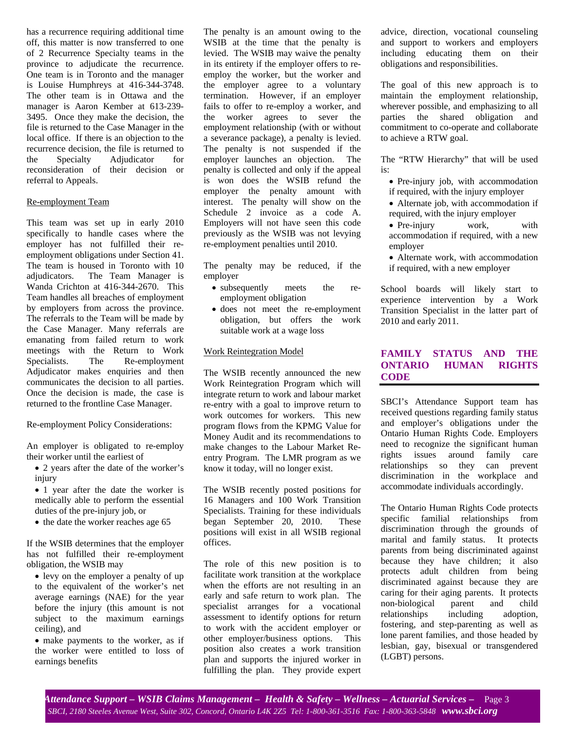has a recurrence requiring additional time off, this matter is now transferred to one of 2 Recurrence Specialty teams in the province to adjudicate the recurrence. One team is in Toronto and the manager is Louise Humphreys at 416-344-3748. The other team is in Ottawa and the manager is Aaron Kember at 613-239-3495. Once they make the decision, the file is returned to the Case Manager in the local office. If there is an objection to the recurrence decision, the file is returned to the Specialty Adjudicator for reconsideration of their decision or referral to Appeals.

Re-employment Team

This team was set up in early 2010 specifically to handle cases where the employer has not fulfilled their re-employment obligations under Section 41. The team is housed in Toronto with 10 adjudicators. The Team Manager is Wanda Crichton at 416-344-2670. This Team handles all breaches of employment by employers from across the province. The referrals to the Team will be made by the Case Manager. Many referrals are emanating from failed return to work meetings with the Return to Work Specialists. The Re-employment Adjudicator makes enquiries and then communicates the decision to all parties. Once the decision is made, the case is returned to the frontline Case Manager.

Re-employment Policy Considerations:

An employer is obligated to re-employ their worker until the earliest of

- 2 years after the date of the worker's injury
- 1 year after the date the worker is medically able to perform the essential duties of the pre-injury job, or
- the date the worker reaches age 65

If the WSIB determines that the employer has not fulfilled their re-employment obligation, the WSIB may

- levy on the employer a penalty of up to the equivalent of the worker's net average earnings (NAE) for the year before the injury (this amount is not subject to the maximum earnings ceiling), and
- make payments to the worker, as if the worker were entitled to loss of earnings benefits

The penalty is an amount owing to the WSIB at the time that the penalty is levied. The WSIB may waive the penalty in its entirety if the employer offers to re-employ the worker, but the worker and the employer agree to a voluntary termination. However, if an employer fails to offer to re-employ a worker, and the worker agrees to sever the employment relationship (with or without a severance package), a penalty is levied. The penalty is not suspended if the employer launches an objection. The penalty is collected and only if the appeal is won does the WSIB refund the employer the penalty amount with interest. The penalty will show on the Schedule 2 invoice as a code A. Employers will not have seen this code previously as the WSIB was not levying re-employment penalties until 2010.

The penalty may be reduced, if the employer

- subsequently meets the re-employment obligation
- does not meet the re-employment obligation, but offers the work suitable work at a wage loss

Work Reintegration Model

The WSIB recently announced the new Work Reintegration Program which will integrate return to work and labour market re-entry with a goal to improve return to work outcomes for workers. This new program flows from the KPMG Value for Money Audit and its recommendations to make changes to the Labour Market Re-entry Program. The LMR program as we know it today, will no longer exist.

The WSIB recently posted positions for 16 Managers and 100 Work Transition Specialists. Training for these individuals began September 20, 2010. These positions will exist in all WSIB regional offices.

The role of this new position is to facilitate work transition at the workplace when the efforts are not resulting in an early and safe return to work plan. The specialist arranges for a vocational assessment to identify options for return to work with the accident employer or other employer/business options. This position also creates a work transition plan and supports the injured worker in fulfilling the plan. They provide expert advice, direction, vocational counseling and support to workers and employers including educating them on their obligations and responsibilities.

The goal of this new approach is to maintain the employment relationship, wherever possible, and emphasizing to all parties the shared obligation and commitment to co-operate and collaborate to achieve a RTW goal.

The "RTW Hierarchy" that will be used is:

- Pre-injury job, with accommodation if required, with the injury employer
- Alternate job, with accommodation if required, with the injury employer
- Pre-injury work, with accommodation if required, with a new employer
- Alternate work, with accommodation if required, with a new employer

School boards will likely start to experience intervention by a Work Transition Specialist in the latter part of 2010 and early 2011.

## FAMILY STATUS AND THE ONTARIO HUMAN RIGHTS CODE

SBCI's Attendance Support team has received questions regarding family status and employer's obligations under the Ontario Human Rights Code. Employers need to recognize the significant human rights issues around family care relationships so they can prevent discrimination in the workplace and accommodate individuals accordingly.

The Ontario Human Rights Code protects specific familial relationships from discrimination through the grounds of marital and family status. It protects parents from being discriminated against because they have children; it also protects adult children from being discriminated against because they are caring for their aging parents. It protects non-biological parent and child relationships including adoption, fostering, and step-parenting as well as lone parent families, and those headed by lesbian, gay, bisexual or transgendered (LGBT) persons.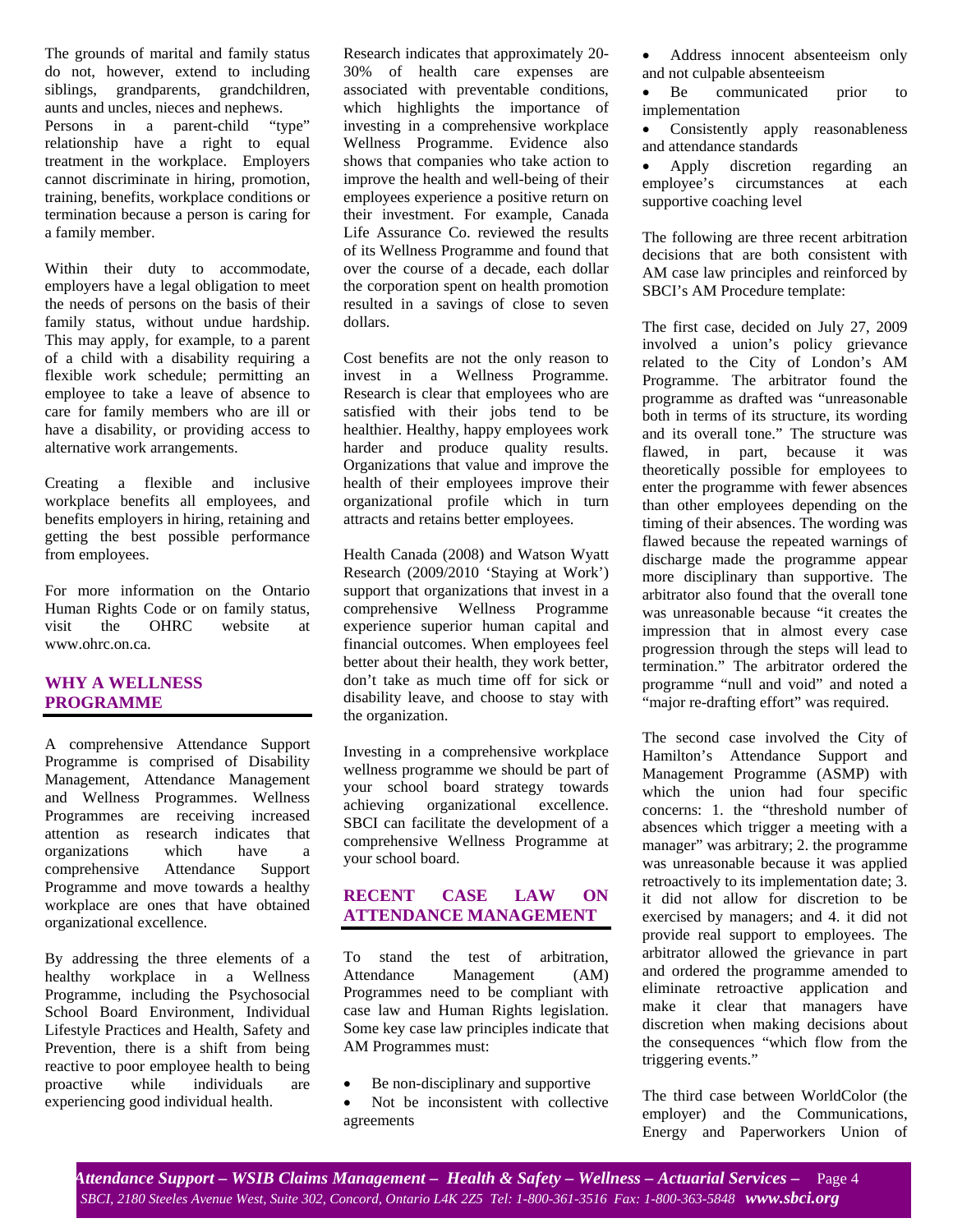The grounds of marital and family status do not, however, extend to including siblings, grandparents, grandchildren, aunts and uncles, nieces and nephews. Persons in a parent-child "type" relationship have a right to equal treatment in the workplace. Employers cannot discriminate in hiring, promotion, training, benefits, workplace conditions or termination because a person is caring for a family member.

Within their duty to accommodate, employers have a legal obligation to meet the needs of persons on the basis of their family status, without undue hardship. This may apply, for example, to a parent of a child with a disability requiring a flexible work schedule; permitting an employee to take a leave of absence to care for family members who are ill or have a disability, or providing access to alternative work arrangements.

Creating a flexible and inclusive workplace benefits all employees, and benefits employers in hiring, retaining and getting the best possible performance from employees.

For more information on the Ontario Human Rights Code or on family status, visit the OHRC website at www.ohrc.on.ca.

## WHY A WELLNESS PROGRAMME

A comprehensive Attendance Support Programme is comprised of Disability Management, Attendance Management and Wellness Programmes. Wellness Programmes are receiving increased attention as research indicates that organizations which have a comprehensive Attendance Support Programme and move towards a healthy workplace are ones that have obtained organizational excellence.

By addressing the three elements of a healthy workplace in a Wellness Programme, including the Psychosocial School Board Environment, Individual Lifestyle Practices and Health, Safety and Prevention, there is a shift from being reactive to poor employee health to being proactive while individuals are experiencing good individual health.

Research indicates that approximately 20-30% of health care expenses are associated with preventable conditions, which highlights the importance of investing in a comprehensive workplace Wellness Programme. Evidence also shows that companies who take action to improve the health and well-being of their employees experience a positive return on their investment. For example, Canada Life Assurance Co. reviewed the results of its Wellness Programme and found that over the course of a decade, each dollar the corporation spent on health promotion resulted in a savings of close to seven dollars.

Cost benefits are not the only reason to invest in a Wellness Programme. Research is clear that employees who are satisfied with their jobs tend to be healthier. Healthy, happy employees work harder and produce quality results. Organizations that value and improve the health of their employees improve their organizational profile which in turn attracts and retains better employees.

Health Canada (2008) and Watson Wyatt Research (2009/2010 'Staying at Work') support that organizations that invest in a comprehensive Wellness Programme experience superior human capital and financial outcomes. When employees feel better about their health, they work better, don't take as much time off for sick or disability leave, and choose to stay with the organization.

Investing in a comprehensive workplace wellness programme we should be part of your school board strategy towards achieving organizational excellence. SBCI can facilitate the development of a comprehensive Wellness Programme at your school board.

## RECENT CASE LAW ON ATTENDANCE MANAGEMENT

To stand the test of arbitration, Attendance Management (AM) Programmes need to be compliant with case law and Human Rights legislation. Some key case law principles indicate that AM Programmes must:

- Be non-disciplinary and supportive
- Not be inconsistent with collective agreements
- Address innocent absenteeism only and not culpable absenteeism
- Be communicated prior to implementation
- Consistently apply reasonableness and attendance standards
- Apply discretion regarding an employee's circumstances at each supportive coaching level

The following are three recent arbitration decisions that are both consistent with AM case law principles and reinforced by SBCI's AM Procedure template:

The first case, decided on July 27, 2009 involved a union's policy grievance related to the City of London's AM Programme. The arbitrator found the programme as drafted was "unreasonable both in terms of its structure, its wording and its overall tone." The structure was flawed, in part, because it was theoretically possible for employees to enter the programme with fewer absences than other employees depending on the timing of their absences. The wording was flawed because the repeated warnings of discharge made the programme appear more disciplinary than supportive. The arbitrator also found that the overall tone was unreasonable because "it creates the impression that in almost every case progression through the steps will lead to termination." The arbitrator ordered the programme "null and void" and noted a "major re-drafting effort" was required.

The second case involved the City of Hamilton's Attendance Support and Management Programme (ASMP) with which the union had four specific concerns: 1. the "threshold number of absences which trigger a meeting with a manager" was arbitrary; 2. the programme was unreasonable because it was applied retroactively to its implementation date; 3. it did not allow for discretion to be exercised by managers; and 4. it did not provide real support to employees. The arbitrator allowed the grievance in part and ordered the programme amended to eliminate retroactive application and make it clear that managers have discretion when making decisions about the consequences "which flow from the triggering events."

The third case between WorldColor (the employer) and the Communications, Energy and Paperworkers Union of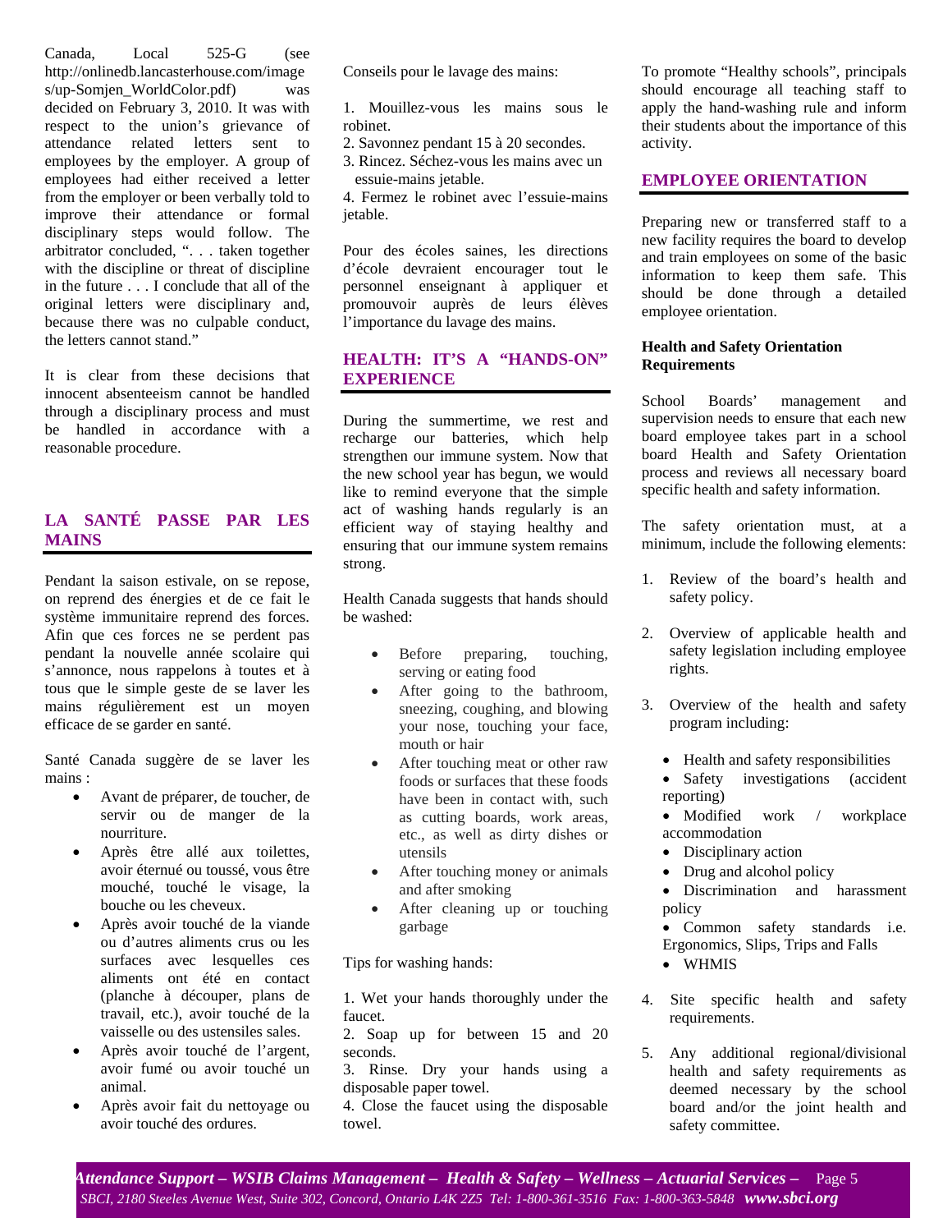Canada, Local 525-G (see http://onlinedb.lancasterhouse.com/images/up-Somjen_WorldColor.pdf) was decided on February 3, 2010. It was with respect to the union's grievance of attendance related letters sent to employees by the employer. A group of employees had either received a letter from the employer or been verbally told to improve their attendance or formal disciplinary steps would follow. The arbitrator concluded, ". . . taken together with the discipline or threat of discipline in the future . . . I conclude that all of the original letters were disciplinary and, because there was no culpable conduct, the letters cannot stand."

It is clear from these decisions that innocent absenteeism cannot be handled through a disciplinary process and must be handled in accordance with a reasonable procedure.

## LA SANTÉ PASSE PAR LES MAINS

Pendant la saison estivale, on se repose, on reprend des énergies et de ce fait le système immunitaire reprend des forces. Afin que ces forces ne se perdent pas pendant la nouvelle année scolaire qui s'annonce, nous rappelons à toutes et à tous que le simple geste de se laver les mains régulièrement est un moyen efficace de se garder en santé.

Santé Canada suggère de se laver les mains :

- Avant de préparer, de toucher, de servir ou de manger de la nourriture.
- Après être allé aux toilettes, avoir éternué ou toussé, vous être mouché, touché le visage, la bouche ou les cheveux.
- Après avoir touché de la viande ou d'autres aliments crus ou les surfaces avec lesquelles ces aliments ont été en contact (planche à découper, plans de travail, etc.), avoir touché de la vaisselle ou des ustensiles sales.
- Après avoir touché de l'argent, avoir fumé ou avoir touché un animal.
- Après avoir fait du nettoyage ou avoir touché des ordures.

Conseils pour le lavage des mains:

1. Mouillez-vous les mains sous le robinet.
2. Savonnez pendant 15 à 20 secondes.
3. Rincez. Séchez-vous les mains avec un essuie-mains jetable.
4. Fermez le robinet avec l'essuie-mains jetable.

Pour des écoles saines, les directions d'école devraient encourager tout le personnel enseignant à appliquer et promouvoir auprès de leurs élèves l'importance du lavage des mains.

## HEALTH: IT'S A "HANDS-ON" EXPERIENCE

During the summertime, we rest and recharge our batteries, which help strengthen our immune system. Now that the new school year has begun, we would like to remind everyone that the simple act of washing hands regularly is an efficient way of staying healthy and ensuring that our immune system remains strong.

Health Canada suggests that hands should be washed:

- Before preparing, touching, serving or eating food
- After going to the bathroom, sneezing, coughing, and blowing your nose, touching your face, mouth or hair
- After touching meat or other raw foods or surfaces that these foods have been in contact with, such as cutting boards, work areas, etc., as well as dirty dishes or utensils
- After touching money or animals and after smoking
- After cleaning up or touching garbage

Tips for washing hands:

1. Wet your hands thoroughly under the faucet.
2. Soap up for between 15 and 20 seconds.
3. Rinse. Dry your hands using a disposable paper towel.
4. Close the faucet using the disposable towel.

To promote "Healthy schools", principals should encourage all teaching staff to apply the hand-washing rule and inform their students about the importance of this activity.

## EMPLOYEE ORIENTATION

Preparing new or transferred staff to a new facility requires the board to develop and train employees on some of the basic information to keep them safe. This should be done through a detailed employee orientation.

**Health and Safety Orientation Requirements**

School Boards' management and supervision needs to ensure that each new board employee takes part in a school board Health and Safety Orientation process and reviews all necessary board specific health and safety information.

The safety orientation must, at a minimum, include the following elements:

1. Review of the board's health and safety policy.
2. Overview of applicable health and safety legislation including employee rights.
3. Overview of the health and safety program including:
   - Health and safety responsibilities
   - Safety investigations (accident reporting)
   - Modified work / workplace accommodation
   - Disciplinary action
   - Drug and alcohol policy
   - Discrimination and harassment policy
   - Common safety standards i.e. Ergonomics, Slips, Trips and Falls
   - WHMIS
4. Site specific health and safety requirements.
5. Any additional regional/divisional health and safety requirements as deemed necessary by the school board and/or the joint health and safety committee.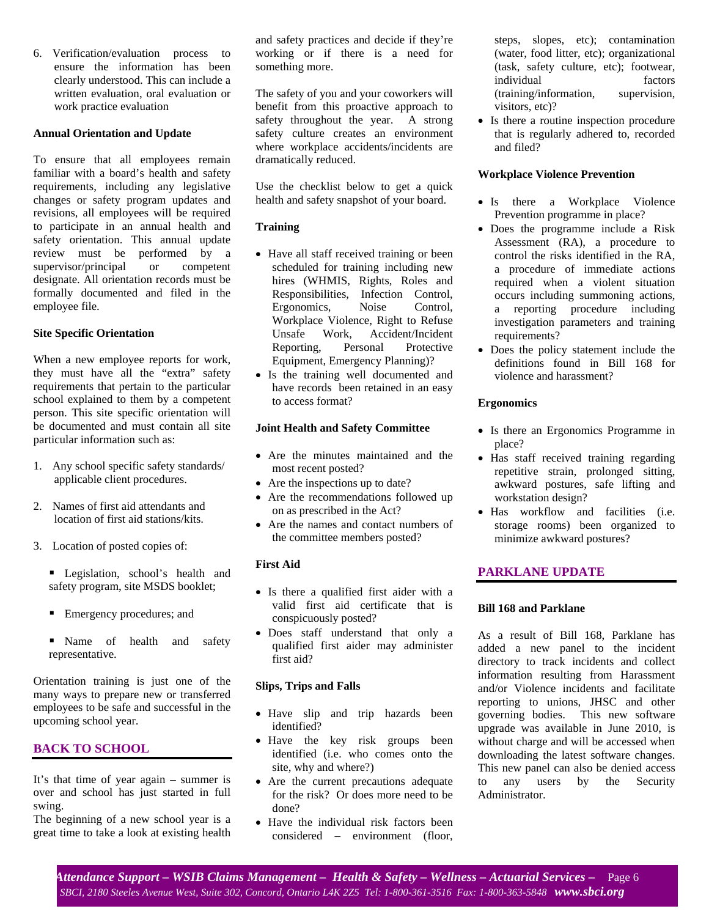6. Verification/evaluation process to ensure the information has been clearly understood. This can include a written evaluation, oral evaluation or work practice evaluation

**Annual Orientation and Update**

To ensure that all employees remain familiar with a board's health and safety requirements, including any legislative changes or safety program updates and revisions, all employees will be required to participate in an annual health and safety orientation. This annual update review must be performed by a supervisor/principal or competent designate. All orientation records must be formally documented and filed in the employee file.

**Site Specific Orientation**

When a new employee reports for work, they must have all the "extra" safety requirements that pertain to the particular school explained to them by a competent person. This site specific orientation will be documented and must contain all site particular information such as:

1. Any school specific safety standards/ applicable client procedures.

2. Names of first aid attendants and location of first aid stations/kits.

3. Location of posted copies of:

   - Legislation, school's health and safety program, site MSDS booklet;
   - Emergency procedures; and
   - Name of health and safety representative.

Orientation training is just one of the many ways to prepare new or transferred employees to be safe and successful in the upcoming school year.

## BACK TO SCHOOL

It's that time of year again – summer is over and school has just started in full swing.

The beginning of a new school year is a great time to take a look at existing health and safety practices and decide if they're working or if there is a need for something more.

The safety of you and your coworkers will benefit from this proactive approach to safety throughout the year. A strong safety culture creates an environment where workplace accidents/incidents are dramatically reduced.

Use the checklist below to get a quick health and safety snapshot of your board.

**Training**

- Have all staff received training or been scheduled for training including new hires (WHMIS, Rights, Roles and Responsibilities, Infection Control, Ergonomics, Noise Control, Workplace Violence, Right to Refuse Unsafe Work, Accident/Incident Reporting, Personal Protective Equipment, Emergency Planning)?
- Is the training well documented and have records been retained in an easy to access format?

**Joint Health and Safety Committee**

- Are the minutes maintained and the most recent posted?
- Are the inspections up to date?
- Are the recommendations followed up on as prescribed in the Act?
- Are the names and contact numbers of the committee members posted?

**First Aid**

- Is there a qualified first aider with a valid first aid certificate that is conspicuously posted?
- Does staff understand that only a qualified first aider may administer first aid?

**Slips, Trips and Falls**

- Have slip and trip hazards been identified?
- Have the key risk groups been identified (i.e. who comes onto the site, why and where?)
- Are the current precautions adequate for the risk? Or does more need to be done?
- Have the individual risk factors been considered – environment (floor, steps, slopes, etc); contamination (water, food litter, etc); organizational (task, safety culture, etc); footwear, individual factors (training/information, supervision, visitors, etc)?
- Is there a routine inspection procedure that is regularly adhered to, recorded and filed?

**Workplace Violence Prevention**

- Is there a Workplace Violence Prevention programme in place?
- Does the programme include a Risk Assessment (RA), a procedure to control the risks identified in the RA, a procedure of immediate actions required when a violent situation occurs including summoning actions, a reporting procedure including investigation parameters and training requirements?
- Does the policy statement include the definitions found in Bill 168 for violence and harassment?

**Ergonomics**

- Is there an Ergonomics Programme in place?
- Has staff received training regarding repetitive strain, prolonged sitting, awkward postures, safe lifting and workstation design?
- Has workflow and facilities (i.e. storage rooms) been organized to minimize awkward postures?

## PARKLANE UPDATE

**Bill 168 and Parklane**

As a result of Bill 168, Parklane has added a new panel to the incident directory to track incidents and collect information resulting from Harassment and/or Violence incidents and facilitate reporting to unions, JHSC and other governing bodies. This new software upgrade was available in June 2010, is without charge and will be accessed when downloading the latest software changes. This new panel can also be denied access to any users by the Security Administrator.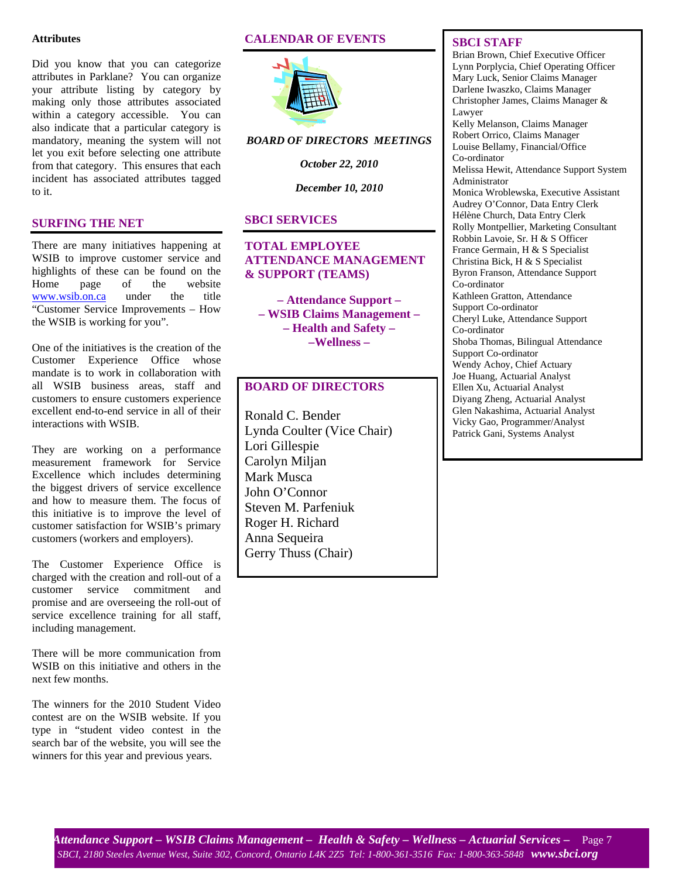### Attributes

Did you know that you can categorize attributes in Parklane? You can organize your attribute listing by category by making only those attributes associated within a category accessible. You can also indicate that a particular category is mandatory, meaning the system will not let you exit before selecting one attribute from that category. This ensures that each incident has associated attributes tagged to it.

## SURFING THE NET

There are many initiatives happening at WSIB to improve customer service and highlights of these can be found on the Home page of the website www.wsib.on.ca under the title "Customer Service Improvements – How the WSIB is working for you".

One of the initiatives is the creation of the Customer Experience Office whose mandate is to work in collaboration with all WSIB business areas, staff and customers to ensure customers experience excellent end-to-end service in all of their interactions with WSIB.

They are working on a performance measurement framework for Service Excellence which includes determining the biggest drivers of service excellence and how to measure them. The focus of this initiative is to improve the level of customer satisfaction for WSIB's primary customers (workers and employers).

The Customer Experience Office is charged with the creation and roll-out of a customer service commitment and promise and are overseeing the roll-out of service excellence training for all staff, including management.

There will be more communication from WSIB on this initiative and others in the next few months.

The winners for the 2010 Student Video contest are on the WSIB website. If you type in "student video contest in the search bar of the website, you will see the winners for this year and previous years.

## CALENDAR OF EVENTS

***BOARD OF DIRECTORS MEETINGS***

***October 22, 2010***

***December 10, 2010***

## SBCI SERVICES

### TOTAL EMPLOYEE ATTENDANCE MANAGEMENT & SUPPORT (TEAMS)

**– Attendance Support –**
**– WSIB Claims Management –**
**– Health and Safety –**
**–Wellness –**

## BOARD OF DIRECTORS

Ronald C. Bender
Lynda Coulter (Vice Chair)
Lori Gillespie
Carolyn Miljan
Mark Musca
John O'Connor
Steven M. Parfeniuk
Roger H. Richard
Anna Sequeira
Gerry Thuss (Chair)

## SBCI STAFF

Brian Brown, Chief Executive Officer
Lynn Porplycia, Chief Operating Officer
Mary Luck, Senior Claims Manager
Darlene Iwaszko, Claims Manager
Christopher James, Claims Manager & Lawyer
Kelly Melanson, Claims Manager
Robert Orrico, Claims Manager
Louise Bellamy, Financial/Office Co-ordinator
Melissa Hewit, Attendance Support System Administrator
Monica Wroblewska, Executive Assistant
Audrey O'Connor, Data Entry Clerk
Hélène Church, Data Entry Clerk
Rolly Montpellier, Marketing Consultant
Robbin Lavoie, Sr. H & S Officer
France Germain, H & S Specialist
Christina Bick, H & S Specialist
Byron Franson, Attendance Support Co-ordinator
Kathleen Gratton, Attendance Support Co-ordinator
Cheryl Luke, Attendance Support Co-ordinator
Shoba Thomas, Bilingual Attendance Support Co-ordinator
Wendy Achoy, Chief Actuary
Joe Huang, Actuarial Analyst
Ellen Xu, Actuarial Analyst
Diyang Zheng, Actuarial Analyst
Glen Nakashima, Actuarial Analyst
Vicky Gao, Programmer/Analyst
Patrick Gani, Systems Analyst